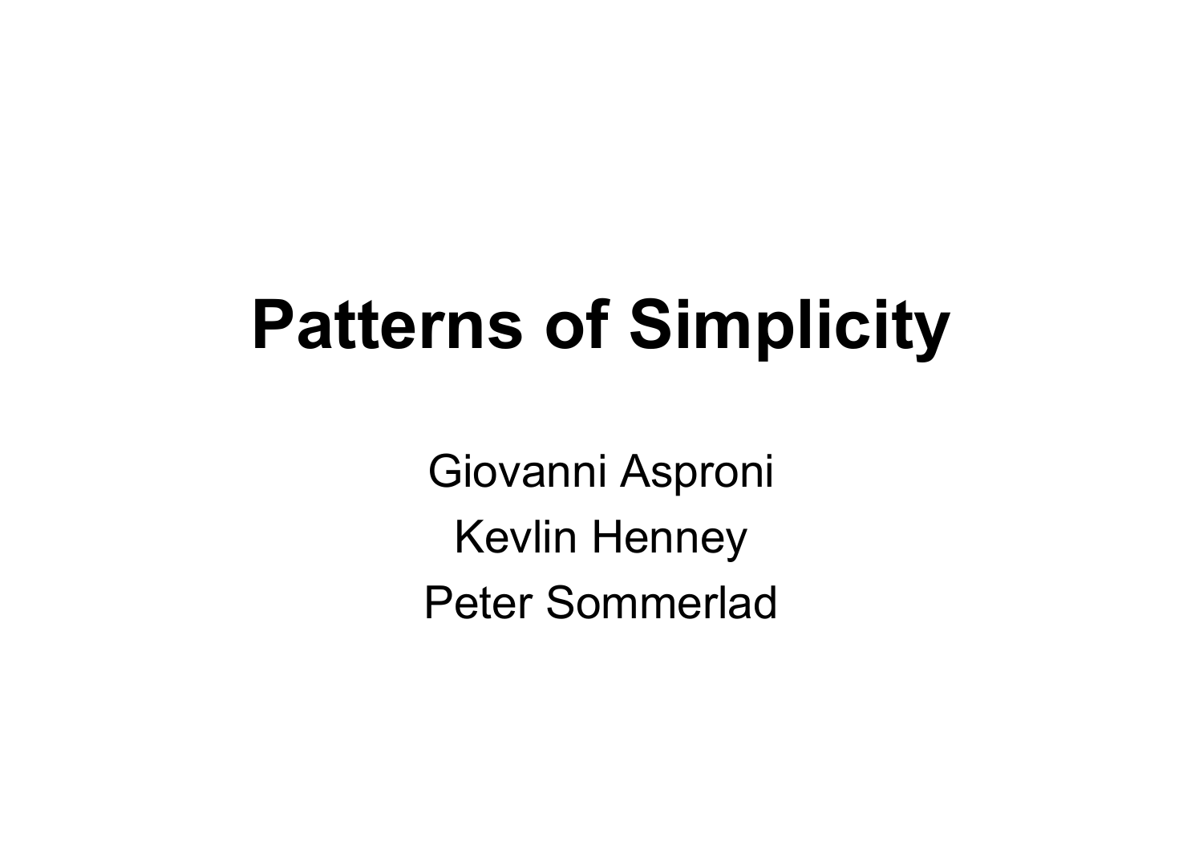# Patterns of Simplicity

Giovanni Asproni

Kevlin Henney

Peter Sommerlad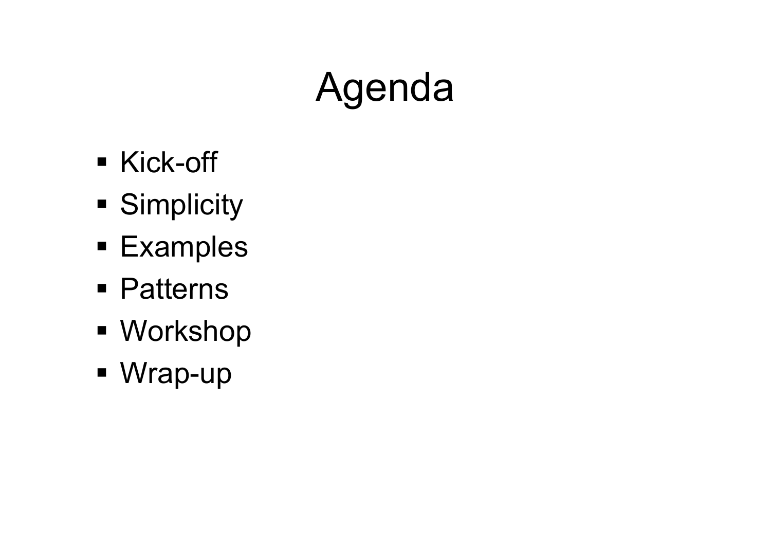# Agenda

- Kick-off
- Simplicity
- Examples
- Patterns
- Workshop
- Wrap-up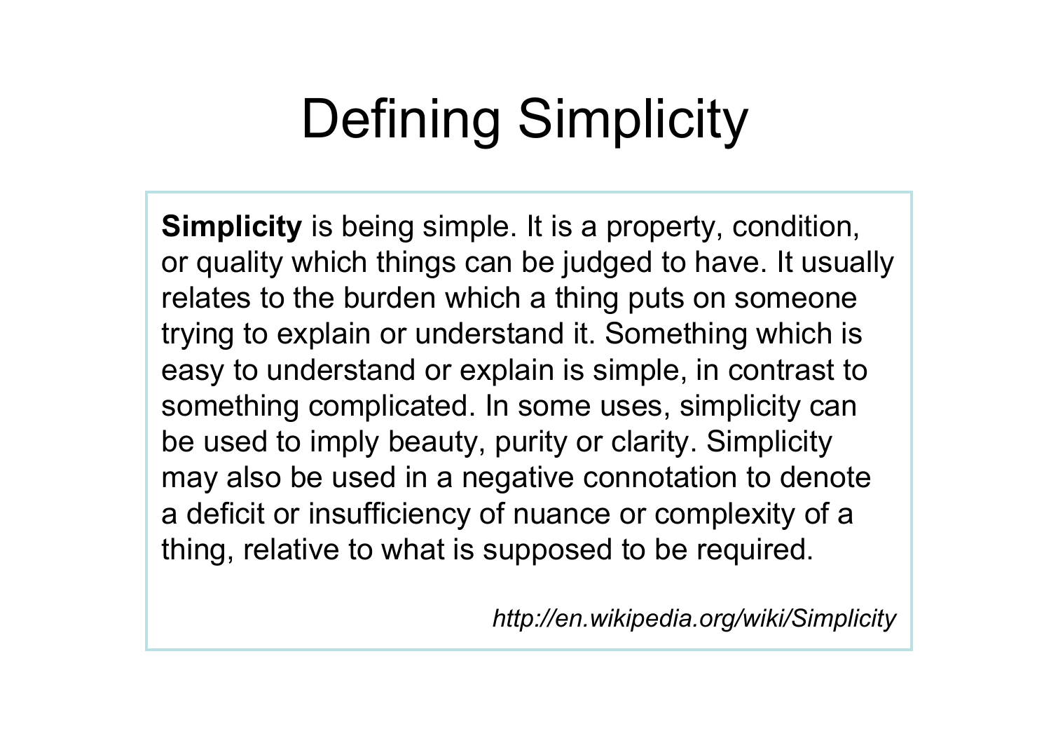# Defining Simplicity

**Simplicity** is being simple. It is a property, condition, or quality which things can be judged to have. It usually relates to the burden which a thing puts on someone trying to explain or understand it. Something which is easy to understand or explain is simple, in contrast to something complicated. In some uses, simplicity can be used to imply beauty, purity or clarity. Simplicity may also be used in a negative connotation to denote a deficit or insufficiency of nuance or complexity of a thing, relative to what is supposed to be required.

*http://en.wikipedia.org/wiki/Simplicity*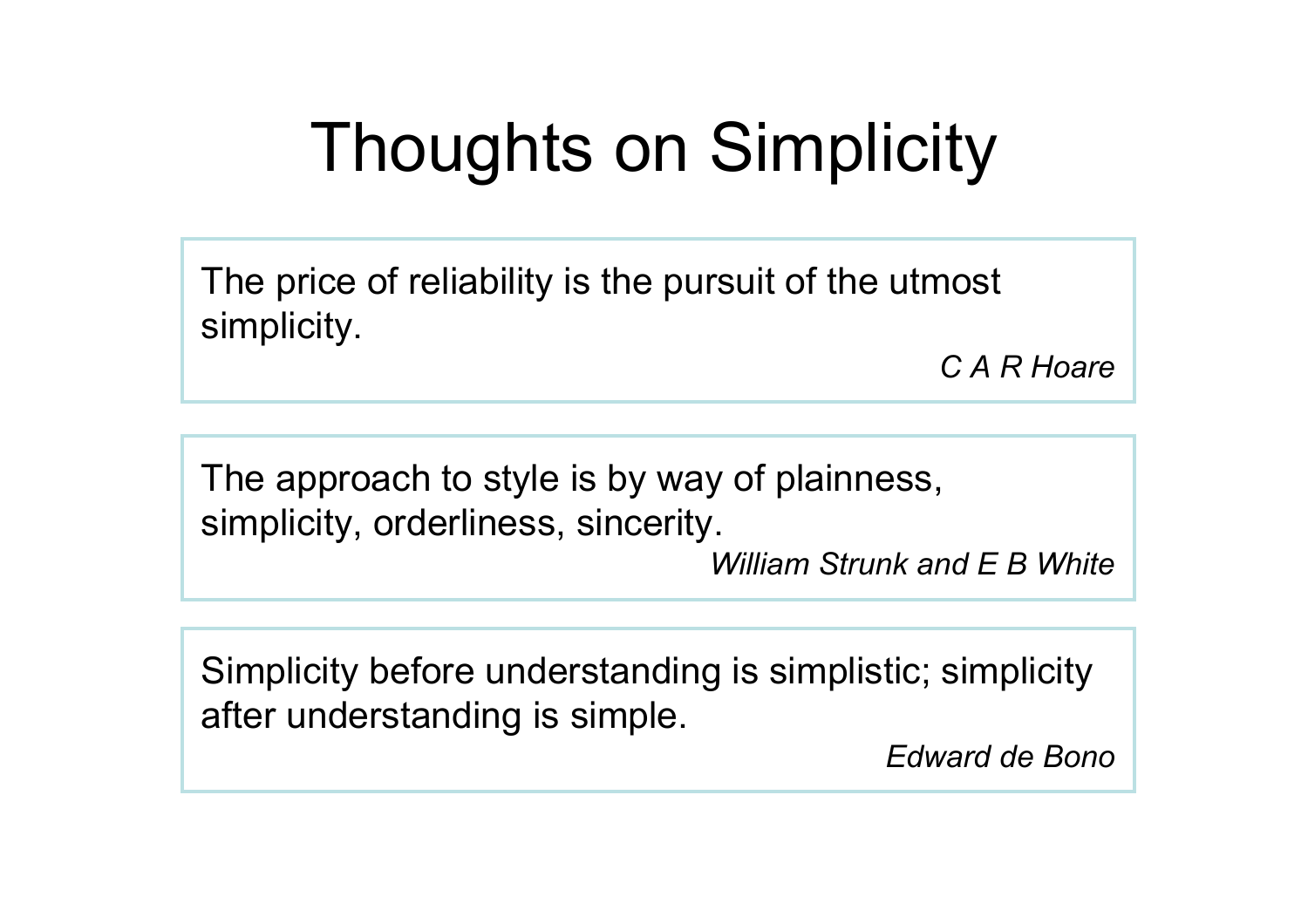# Thoughts on Simplicity

> The price of reliability is the pursuit of the utmost simplicity.
>
> *C A R Hoare*

> The approach to style is by way of plainness, simplicity, orderliness, sincerity.
>
> *William Strunk and E B White*

> Simplicity before understanding is simplistic; simplicity after understanding is simple.
>
> *Edward de Bono*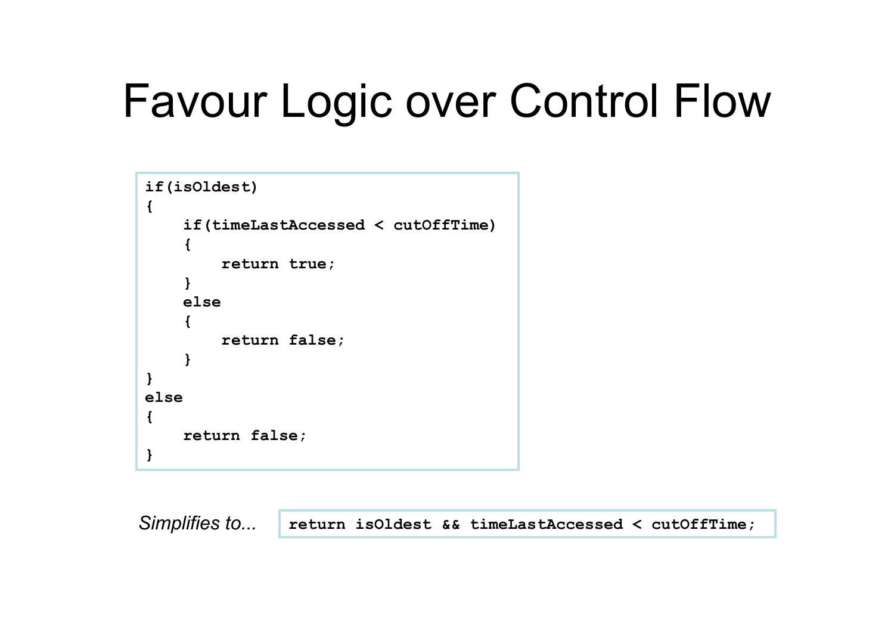# Favour Logic over Control Flow

```
if(isOldest)
{
    if(timeLastAccessed < cutOffTime)
    {
        return true;
    }
    else
    {
        return false;
    }
}
else
{
    return false;
}
```

*Simplifies to...*

```
return isOldest && timeLastAccessed < cutOffTime;
```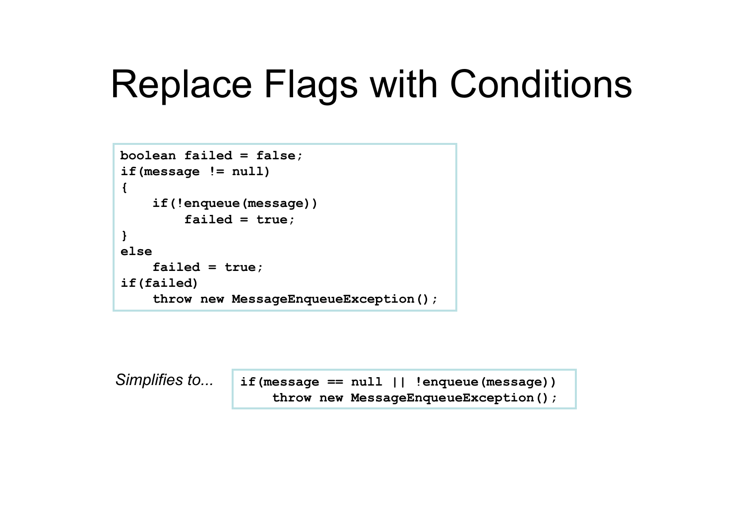# Replace Flags with Conditions

```
boolean failed = false;
if(message != null)
{
    if(!enqueue(message))
        failed = true;
}
else
    failed = true;
if(failed)
    throw new MessageEnqueueException();
```

*Simplifies to...*

```
if(message == null || !enqueue(message))
    throw new MessageEnqueueException();
```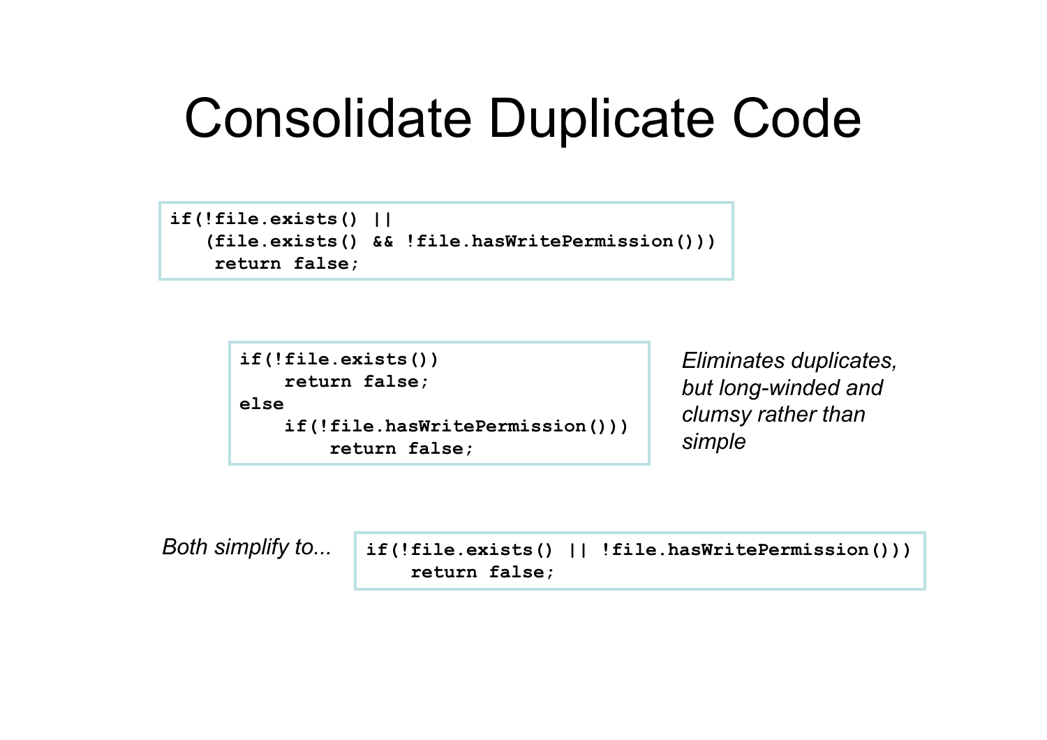# Consolidate Duplicate Code

```
if(!file.exists() ||
   (file.exists() && !file.hasWritePermission()))
    return false;
```

```
if(!file.exists())
    return false;
else
    if(!file.hasWritePermission()))
        return false;
```

*Eliminates duplicates, but long-winded and clumsy rather than simple*

*Both simplify to...*

```
if(!file.exists() || !file.hasWritePermission()))
    return false;
```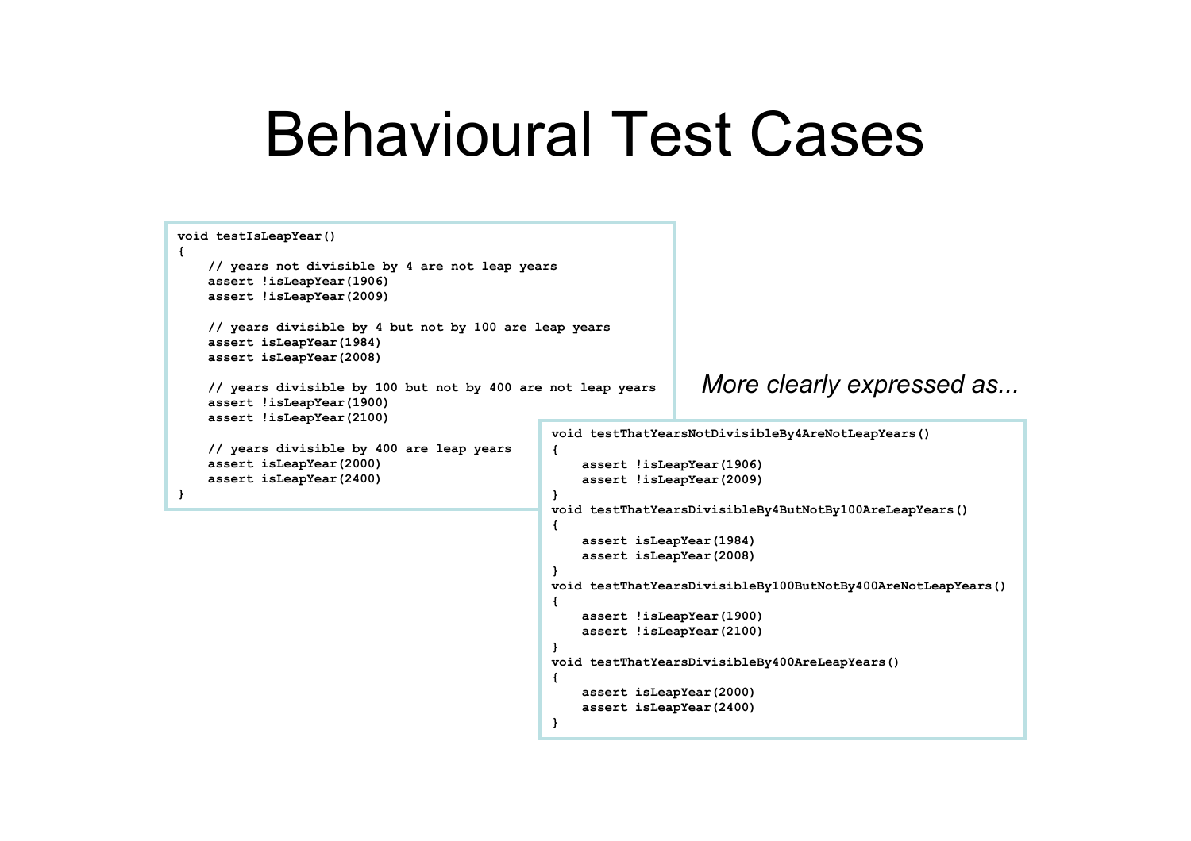# Behavioural Test Cases

```
void testIsLeapYear()
{
    // years not divisible by 4 are not leap years
    assert !isLeapYear(1906)
    assert !isLeapYear(2009)

    // years divisible by 4 but not by 100 are leap years
    assert isLeapYear(1984)
    assert isLeapYear(2008)

    // years divisible by 100 but not by 400 are not leap years
    assert !isLeapYear(1900)
    assert !isLeapYear(2100)

    // years divisible by 400 are leap years
    assert isLeapYear(2000)
    assert isLeapYear(2400)
}
```

*More clearly expressed as...*

```
void testThatYearsNotDivisibleBy4AreNotLeapYears()
{
    assert !isLeapYear(1906)
    assert !isLeapYear(2009)
}
void testThatYearsDivisibleBy4ButNotBy100AreLeapYears()
{
    assert isLeapYear(1984)
    assert isLeapYear(2008)
}
void testThatYearsDivisibleBy100ButNotBy400AreNotLeapYears()
{
    assert !isLeapYear(1900)
    assert !isLeapYear(2100)
}
void testThatYearsDivisibleBy400AreLeapYears()
{
    assert isLeapYear(2000)
    assert isLeapYear(2400)
}
```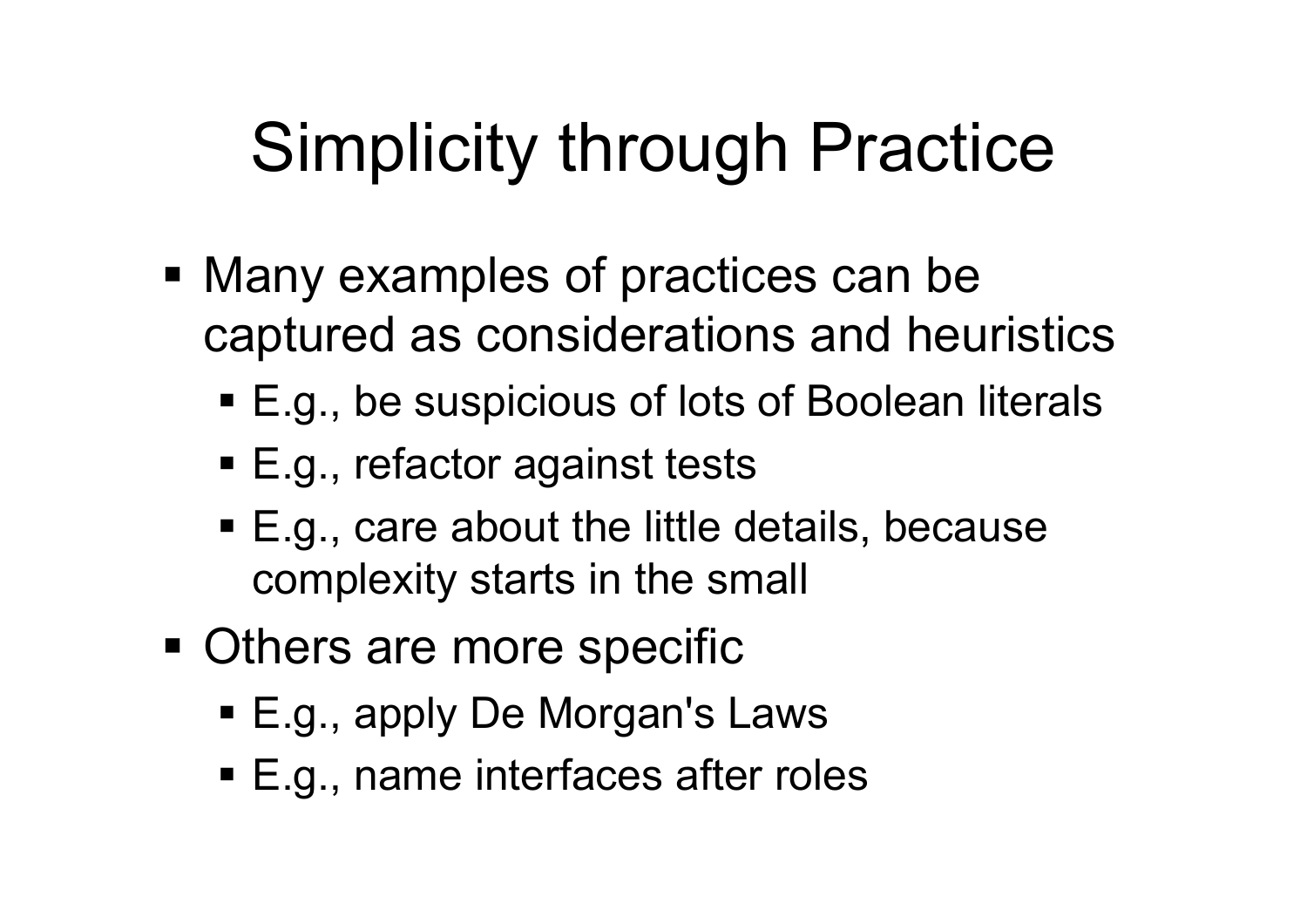# Simplicity through Practice

- Many examples of practices can be captured as considerations and heuristics
  - E.g., be suspicious of lots of Boolean literals
  - E.g., refactor against tests
  - E.g., care about the little details, because complexity starts in the small
- Others are more specific
  - E.g., apply De Morgan's Laws
  - E.g., name interfaces after roles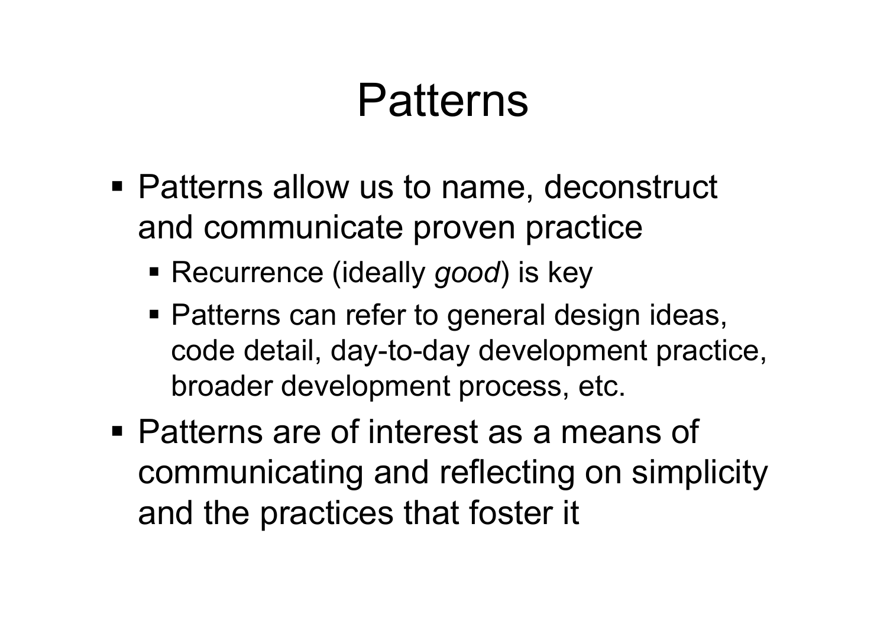# Patterns

- Patterns allow us to name, deconstruct and communicate proven practice
  - Recurrence (ideally *good*) is key
  - Patterns can refer to general design ideas, code detail, day-to-day development practice, broader development process, etc.
- Patterns are of interest as a means of communicating and reflecting on simplicity and the practices that foster it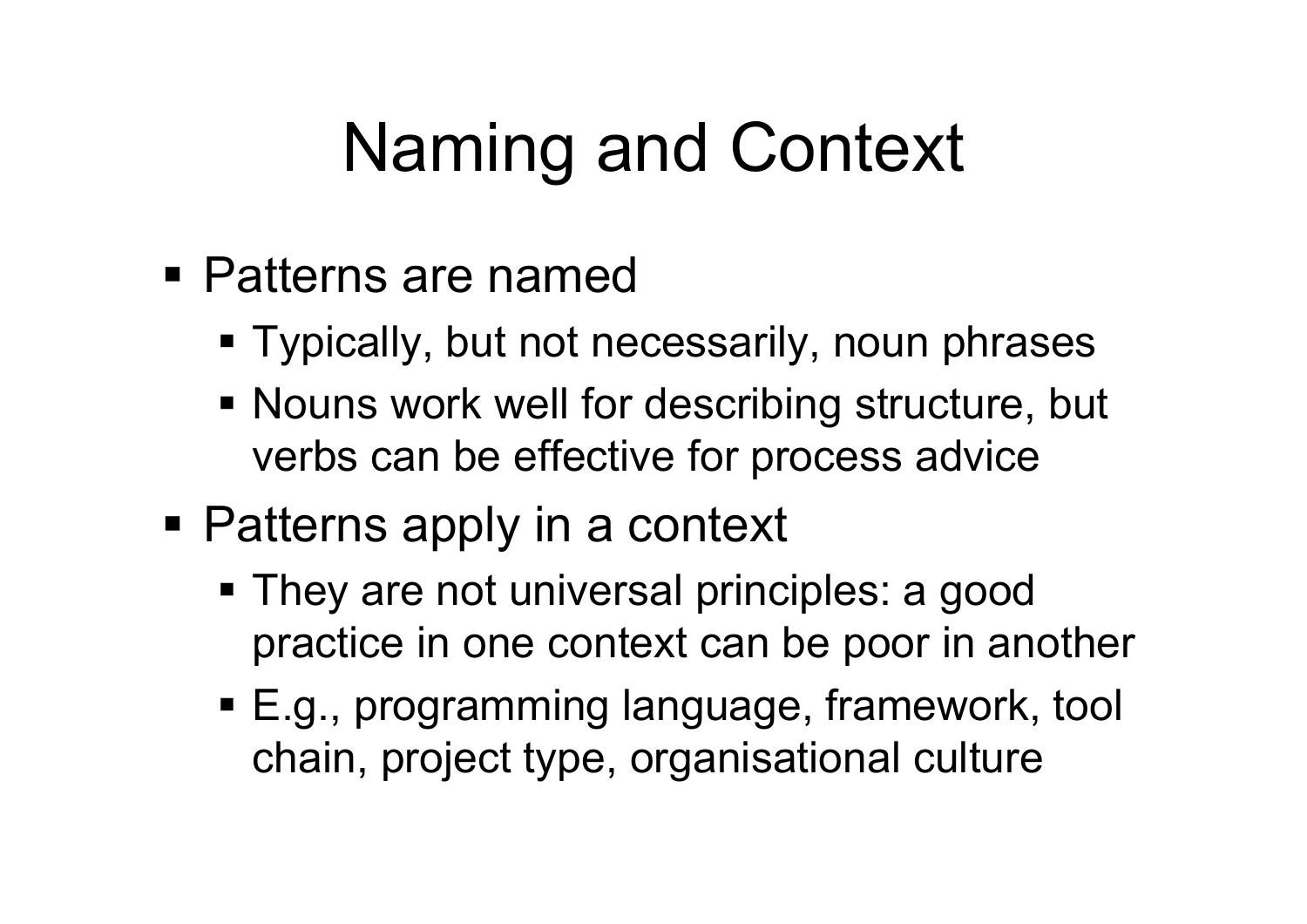# Naming and Context

- Patterns are named
  - Typically, but not necessarily, noun phrases
  - Nouns work well for describing structure, but verbs can be effective for process advice
- Patterns apply in a context
  - They are not universal principles: a good practice in one context can be poor in another
  - E.g., programming language, framework, tool chain, project type, organisational culture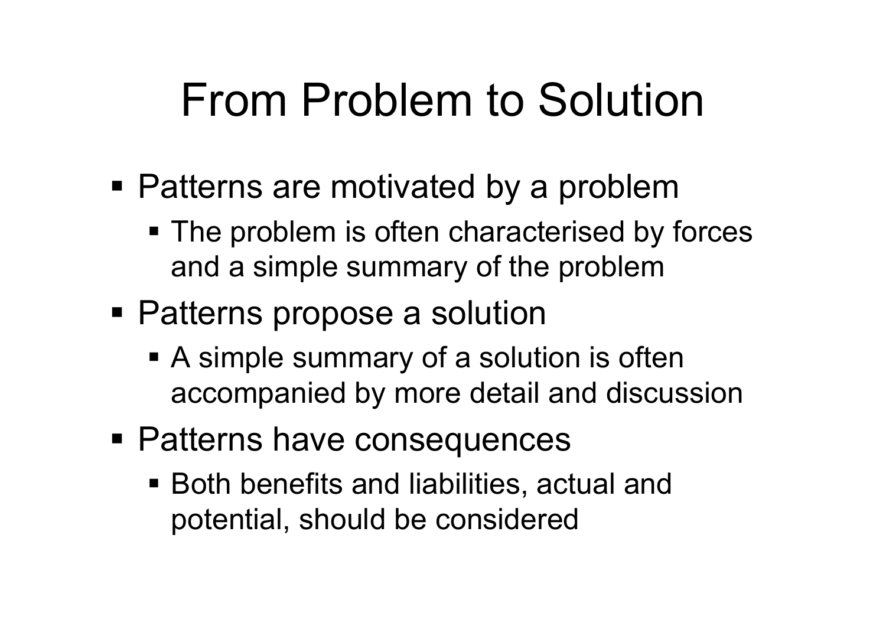# From Problem to Solution

- Patterns are motivated by a problem
  - The problem is often characterised by forces and a simple summary of the problem
- Patterns propose a solution
  - A simple summary of a solution is often accompanied by more detail and discussion
- Patterns have consequences
  - Both benefits and liabilities, actual and potential, should be considered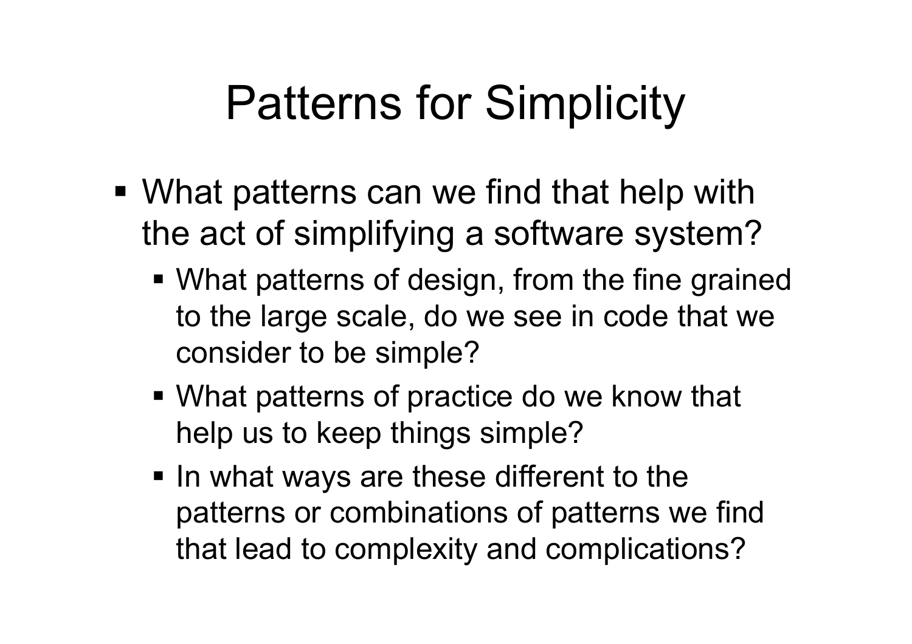# Patterns for Simplicity

- What patterns can we find that help with the act of simplifying a software system?
  - What patterns of design, from the fine grained to the large scale, do we see in code that we consider to be simple?
  - What patterns of practice do we know that help us to keep things simple?
  - In what ways are these different to the patterns or combinations of patterns we find that lead to complexity and complications?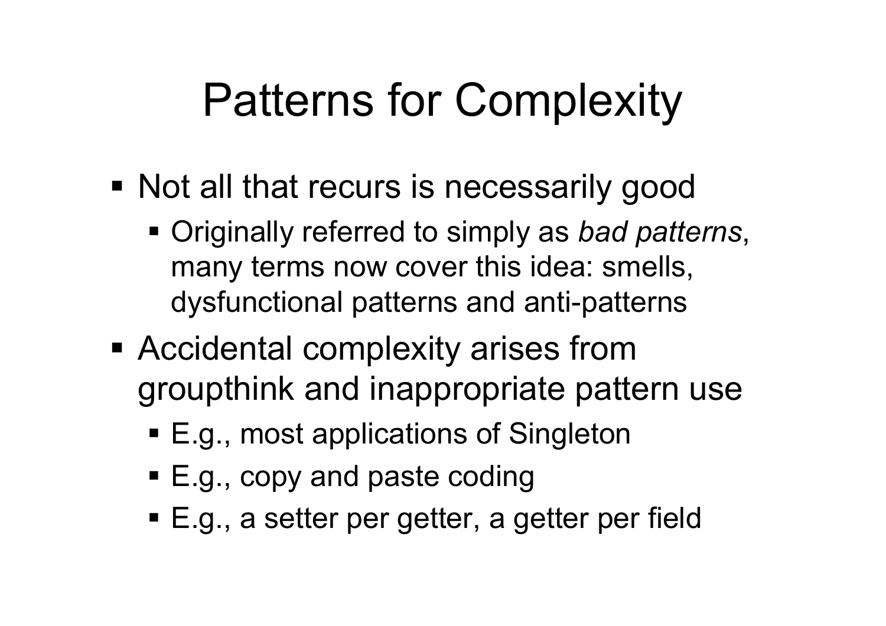# Patterns for Complexity

- Not all that recurs is necessarily good
  - Originally referred to simply as *bad patterns*, many terms now cover this idea: smells, dysfunctional patterns and anti-patterns
- Accidental complexity arises from groupthink and inappropriate pattern use
  - E.g., most applications of Singleton
  - E.g., copy and paste coding
  - E.g., a setter per getter, a getter per field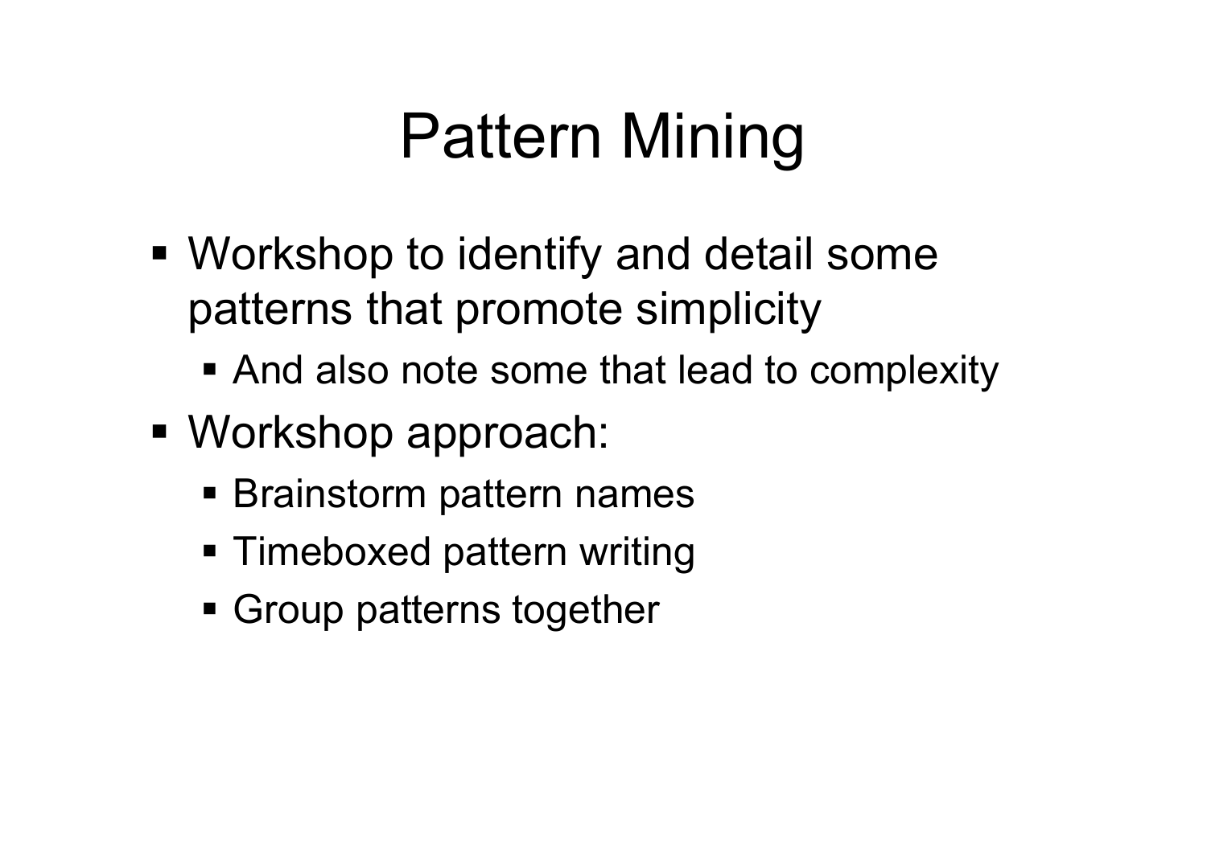# Pattern Mining

- Workshop to identify and detail some patterns that promote simplicity
  - And also note some that lead to complexity
- Workshop approach:
  - Brainstorm pattern names
  - Timeboxed pattern writing
  - Group patterns together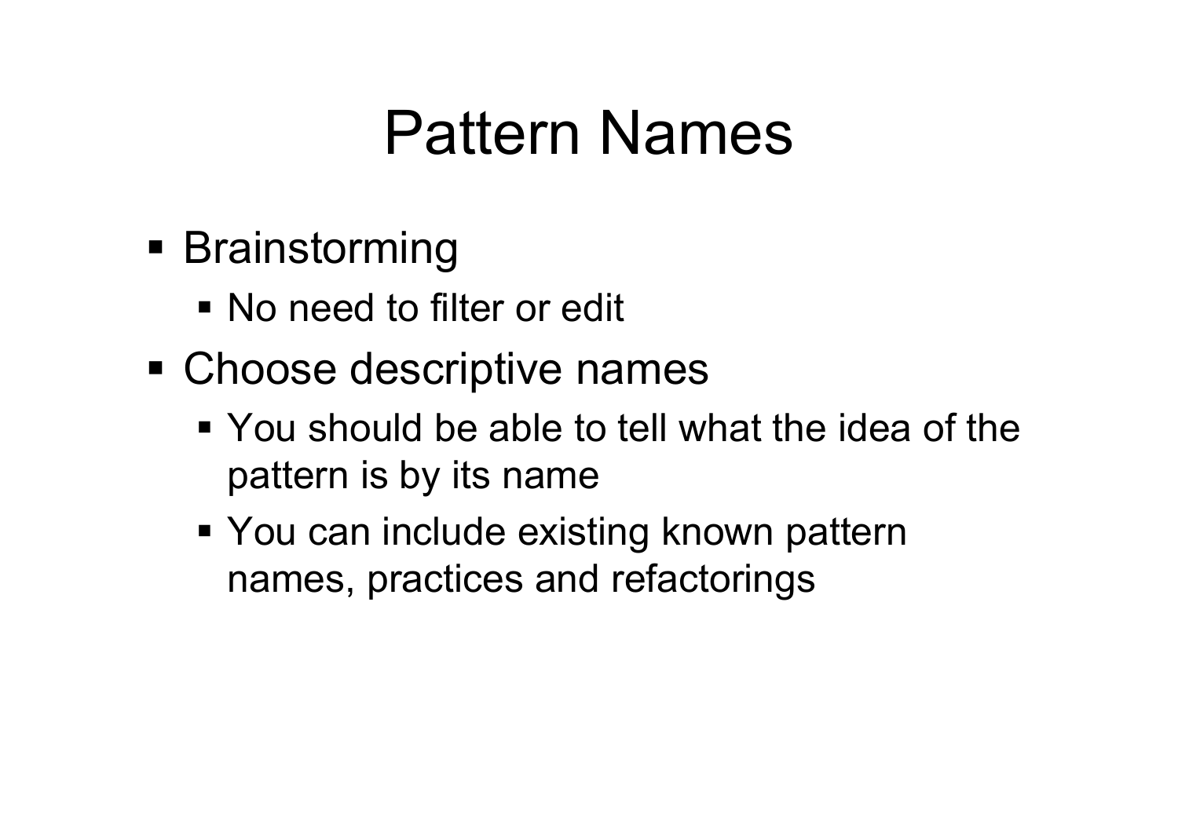# Pattern Names

- Brainstorming
  - No need to filter or edit
- Choose descriptive names
  - You should be able to tell what the idea of the pattern is by its name
  - You can include existing known pattern names, practices and refactorings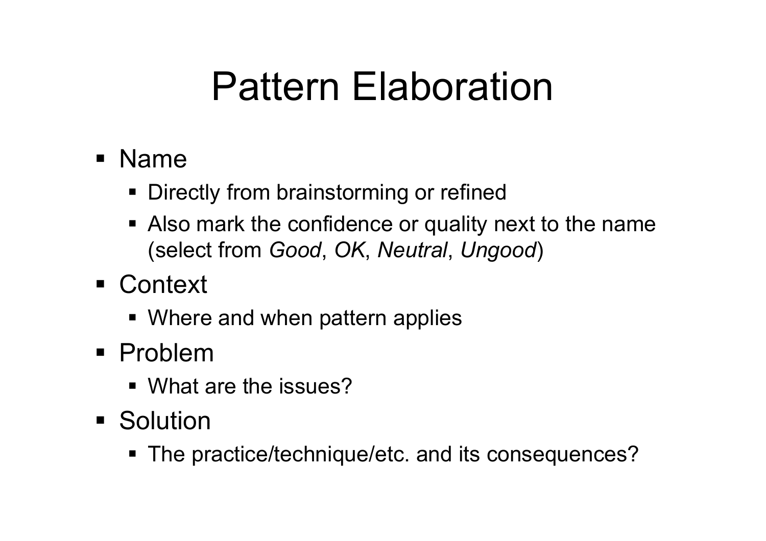# Pattern Elaboration

- Name
  - Directly from brainstorming or refined
  - Also mark the confidence or quality next to the name (select from *Good*, *OK*, *Neutral*, *Ungood*)
- Context
  - Where and when pattern applies
- Problem
  - What are the issues?
- Solution
  - The practice/technique/etc. and its consequences?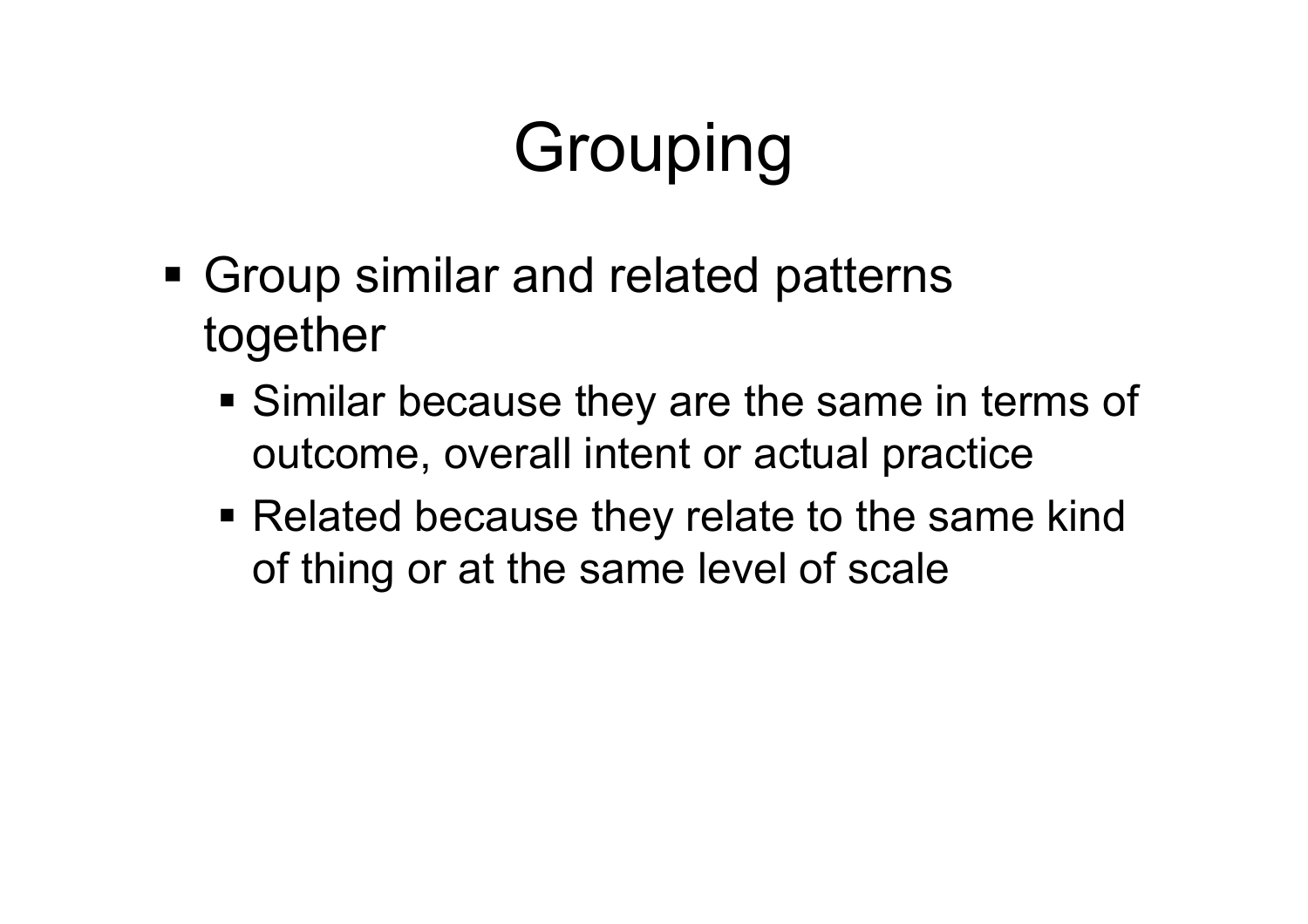# Grouping

- Group similar and related patterns together
  - Similar because they are the same in terms of outcome, overall intent or actual practice
  - Related because they relate to the same kind of thing or at the same level of scale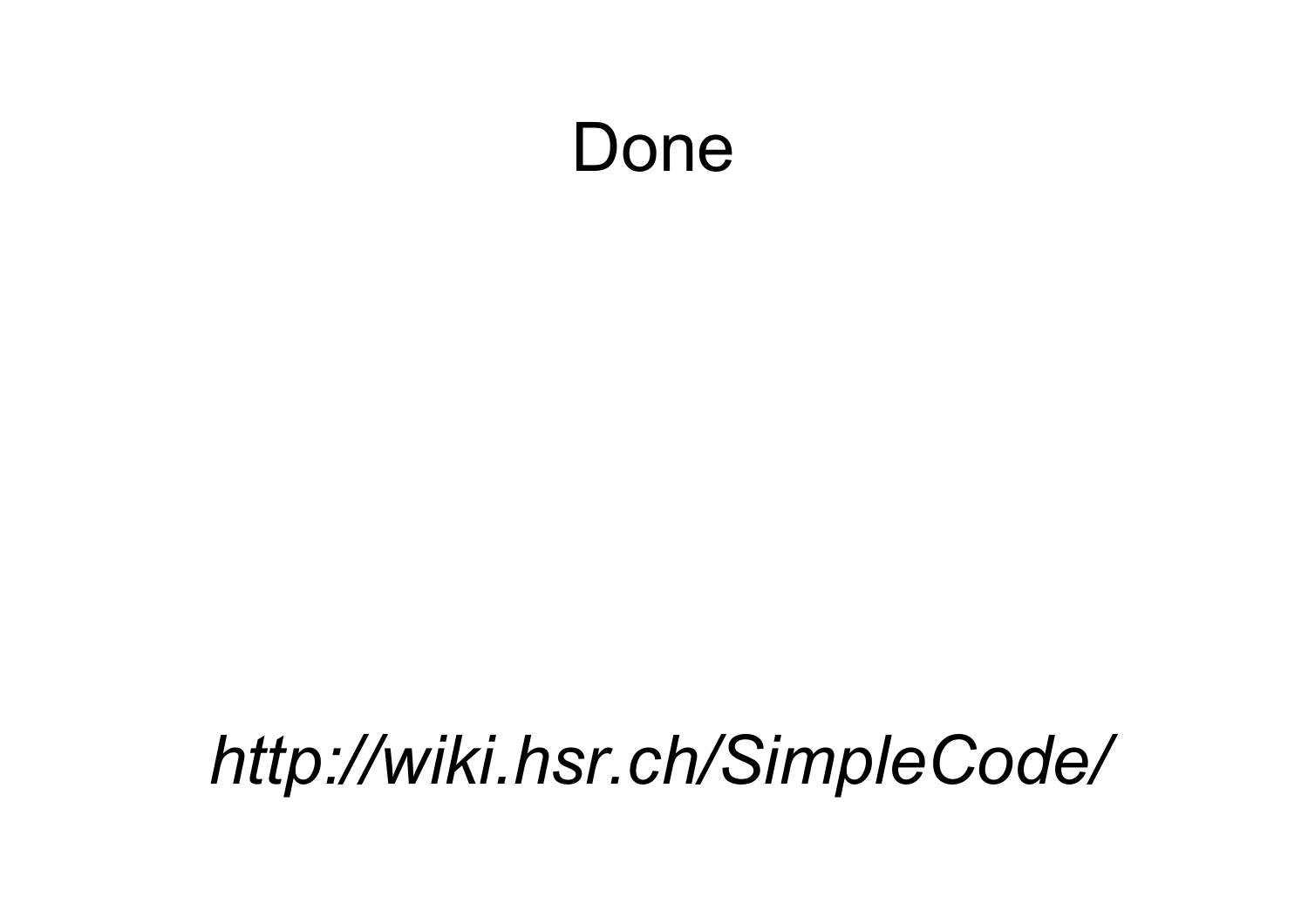# Done

*http://wiki.hsr.ch/SimpleCode/*